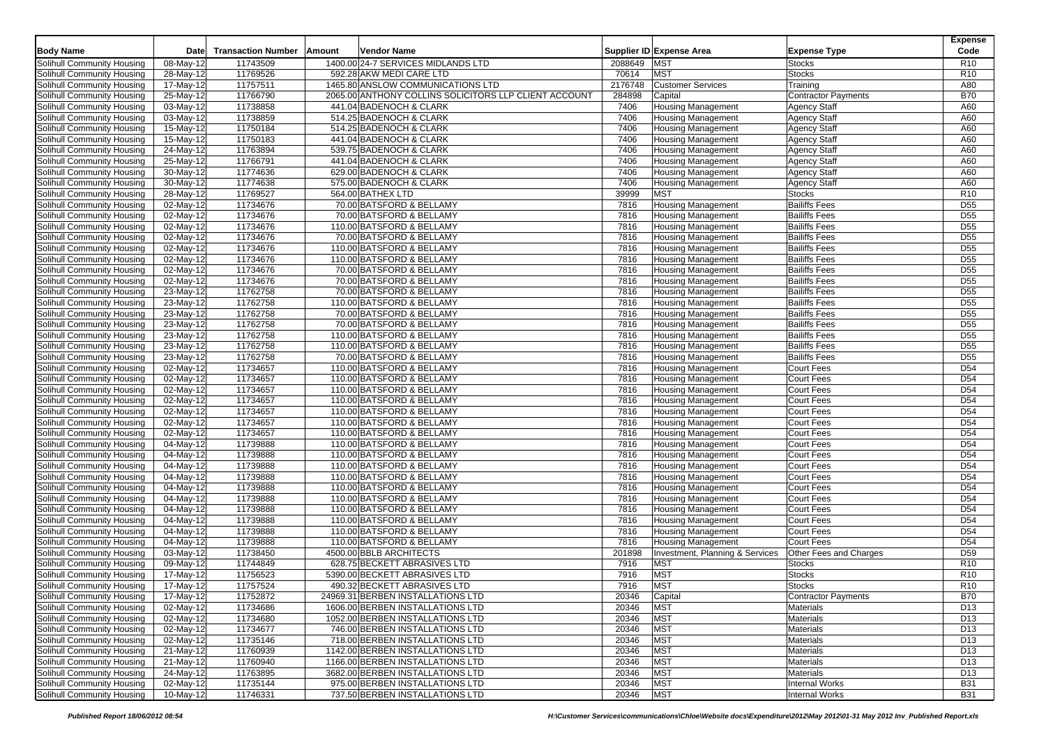| Body Name | Date | Transaction Number | Amount | Vendor Name | Supplier ID | Expense Area | Expense Type | Expense Code |
|---|---|---|---|---|---|---|---|---|
| Solihull Community Housing | 08-May-12 | 11743509 | 1400.00 | 24-7 SERVICES MIDLANDS LTD | 2088649 | MST | Stocks | R10 |
| Solihull Community Housing | 28-May-12 | 11769526 | 592.28 | AKW MEDI CARE LTD | 70614 | MST | Stocks | R10 |
| Solihull Community Housing | 17-May-12 | 11757511 | 1465.80 | ANSLOW COMMUNICATIONS LTD | 2176748 | Customer Services | Training | A80 |
| Solihull Community Housing | 25-May-12 | 11766790 | 2065.00 | ANTHONY COLLINS SOLICITORS LLP CLIENT ACCOUNT | 284898 | Capital | Contractor Payments | B70 |
| Solihull Community Housing | 03-May-12 | 11738858 | 441.04 | BADENOCH & CLARK | 7406 | Housing Management | Agency Staff | A60 |
| Solihull Community Housing | 03-May-12 | 11738859 | 514.25 | BADENOCH & CLARK | 7406 | Housing Management | Agency Staff | A60 |
| Solihull Community Housing | 15-May-12 | 11750184 | 514.25 | BADENOCH & CLARK | 7406 | Housing Management | Agency Staff | A60 |
| Solihull Community Housing | 15-May-12 | 11750183 | 441.04 | BADENOCH & CLARK | 7406 | Housing Management | Agency Staff | A60 |
| Solihull Community Housing | 24-May-12 | 11763894 | 539.75 | BADENOCH & CLARK | 7406 | Housing Management | Agency Staff | A60 |
| Solihull Community Housing | 25-May-12 | 11766791 | 441.04 | BADENOCH & CLARK | 7406 | Housing Management | Agency Staff | A60 |
| Solihull Community Housing | 30-May-12 | 11774636 | 629.00 | BADENOCH & CLARK | 7406 | Housing Management | Agency Staff | A60 |
| Solihull Community Housing | 30-May-12 | 11774638 | 575.00 | BADENOCH & CLARK | 7406 | Housing Management | Agency Staff | A60 |
| Solihull Community Housing | 28-May-12 | 11769527 | 564.00 | BATHEX LTD | 39999 | MST | Stocks | R10 |
| Solihull Community Housing | 02-May-12 | 11734676 | 70.00 | BATSFORD & BELLAMY | 7816 | Housing Management | Bailiffs Fees | D55 |
| Solihull Community Housing | 02-May-12 | 11734676 | 70.00 | BATSFORD & BELLAMY | 7816 | Housing Management | Bailiffs Fees | D55 |
| Solihull Community Housing | 02-May-12 | 11734676 | 110.00 | BATSFORD & BELLAMY | 7816 | Housing Management | Bailiffs Fees | D55 |
| Solihull Community Housing | 02-May-12 | 11734676 | 70.00 | BATSFORD & BELLAMY | 7816 | Housing Management | Bailiffs Fees | D55 |
| Solihull Community Housing | 02-May-12 | 11734676 | 110.00 | BATSFORD & BELLAMY | 7816 | Housing Management | Bailiffs Fees | D55 |
| Solihull Community Housing | 02-May-12 | 11734676 | 110.00 | BATSFORD & BELLAMY | 7816 | Housing Management | Bailiffs Fees | D55 |
| Solihull Community Housing | 02-May-12 | 11734676 | 70.00 | BATSFORD & BELLAMY | 7816 | Housing Management | Bailiffs Fees | D55 |
| Solihull Community Housing | 02-May-12 | 11734676 | 70.00 | BATSFORD & BELLAMY | 7816 | Housing Management | Bailiffs Fees | D55 |
| Solihull Community Housing | 23-May-12 | 11762758 | 70.00 | BATSFORD & BELLAMY | 7816 | Housing Management | Bailiffs Fees | D55 |
| Solihull Community Housing | 23-May-12 | 11762758 | 110.00 | BATSFORD & BELLAMY | 7816 | Housing Management | Bailiffs Fees | D55 |
| Solihull Community Housing | 23-May-12 | 11762758 | 70.00 | BATSFORD & BELLAMY | 7816 | Housing Management | Bailiffs Fees | D55 |
| Solihull Community Housing | 23-May-12 | 11762758 | 70.00 | BATSFORD & BELLAMY | 7816 | Housing Management | Bailiffs Fees | D55 |
| Solihull Community Housing | 23-May-12 | 11762758 | 110.00 | BATSFORD & BELLAMY | 7816 | Housing Management | Bailiffs Fees | D55 |
| Solihull Community Housing | 23-May-12 | 11762758 | 110.00 | BATSFORD & BELLAMY | 7816 | Housing Management | Bailiffs Fees | D55 |
| Solihull Community Housing | 23-May-12 | 11762758 | 70.00 | BATSFORD & BELLAMY | 7816 | Housing Management | Bailiffs Fees | D55 |
| Solihull Community Housing | 02-May-12 | 11734657 | 110.00 | BATSFORD & BELLAMY | 7816 | Housing Management | Court Fees | D54 |
| Solihull Community Housing | 02-May-12 | 11734657 | 110.00 | BATSFORD & BELLAMY | 7816 | Housing Management | Court Fees | D54 |
| Solihull Community Housing | 02-May-12 | 11734657 | 110.00 | BATSFORD & BELLAMY | 7816 | Housing Management | Court Fees | D54 |
| Solihull Community Housing | 02-May-12 | 11734657 | 110.00 | BATSFORD & BELLAMY | 7816 | Housing Management | Court Fees | D54 |
| Solihull Community Housing | 02-May-12 | 11734657 | 110.00 | BATSFORD & BELLAMY | 7816 | Housing Management | Court Fees | D54 |
| Solihull Community Housing | 02-May-12 | 11734657 | 110.00 | BATSFORD & BELLAMY | 7816 | Housing Management | Court Fees | D54 |
| Solihull Community Housing | 02-May-12 | 11734657 | 110.00 | BATSFORD & BELLAMY | 7816 | Housing Management | Court Fees | D54 |
| Solihull Community Housing | 04-May-12 | 11739888 | 110.00 | BATSFORD & BELLAMY | 7816 | Housing Management | Court Fees | D54 |
| Solihull Community Housing | 04-May-12 | 11739888 | 110.00 | BATSFORD & BELLAMY | 7816 | Housing Management | Court Fees | D54 |
| Solihull Community Housing | 04-May-12 | 11739888 | 110.00 | BATSFORD & BELLAMY | 7816 | Housing Management | Court Fees | D54 |
| Solihull Community Housing | 04-May-12 | 11739888 | 110.00 | BATSFORD & BELLAMY | 7816 | Housing Management | Court Fees | D54 |
| Solihull Community Housing | 04-May-12 | 11739888 | 110.00 | BATSFORD & BELLAMY | 7816 | Housing Management | Court Fees | D54 |
| Solihull Community Housing | 04-May-12 | 11739888 | 110.00 | BATSFORD & BELLAMY | 7816 | Housing Management | Court Fees | D54 |
| Solihull Community Housing | 04-May-12 | 11739888 | 110.00 | BATSFORD & BELLAMY | 7816 | Housing Management | Court Fees | D54 |
| Solihull Community Housing | 04-May-12 | 11739888 | 110.00 | BATSFORD & BELLAMY | 7816 | Housing Management | Court Fees | D54 |
| Solihull Community Housing | 04-May-12 | 11739888 | 110.00 | BATSFORD & BELLAMY | 7816 | Housing Management | Court Fees | D54 |
| Solihull Community Housing | 04-May-12 | 11739888 | 110.00 | BATSFORD & BELLAMY | 7816 | Housing Management | Court Fees | D54 |
| Solihull Community Housing | 03-May-12 | 11738450 | 4500.00 | BBLB ARCHITECTS | 201898 | Investment, Planning & Services | Other Fees and Charges | D59 |
| Solihull Community Housing | 09-May-12 | 11744849 | 628.75 | BECKETT ABRASIVES LTD | 7916 | MST | Stocks | R10 |
| Solihull Community Housing | 17-May-12 | 11756523 | 5390.00 | BECKETT ABRASIVES LTD | 7916 | MST | Stocks | R10 |
| Solihull Community Housing | 17-May-12 | 11757524 | 490.32 | BECKETT ABRASIVES LTD | 7916 | MST | Stocks | R10 |
| Solihull Community Housing | 17-May-12 | 11752872 | 24969.31 | BERBEN INSTALLATIONS LTD | 20346 | Capital | Contractor Payments | B70 |
| Solihull Community Housing | 02-May-12 | 11734686 | 1606.00 | BERBEN INSTALLATIONS LTD | 20346 | MST | Materials | D13 |
| Solihull Community Housing | 02-May-12 | 11734680 | 1052.00 | BERBEN INSTALLATIONS LTD | 20346 | MST | Materials | D13 |
| Solihull Community Housing | 02-May-12 | 11734677 | 746.00 | BERBEN INSTALLATIONS LTD | 20346 | MST | Materials | D13 |
| Solihull Community Housing | 02-May-12 | 11735146 | 718.00 | BERBEN INSTALLATIONS LTD | 20346 | MST | Materials | D13 |
| Solihull Community Housing | 21-May-12 | 11760939 | 1142.00 | BERBEN INSTALLATIONS LTD | 20346 | MST | Materials | D13 |
| Solihull Community Housing | 21-May-12 | 11760940 | 1166.00 | BERBEN INSTALLATIONS LTD | 20346 | MST | Materials | D13 |
| Solihull Community Housing | 24-May-12 | 11763895 | 3682.00 | BERBEN INSTALLATIONS LTD | 20346 | MST | Materials | D13 |
| Solihull Community Housing | 02-May-12 | 11735144 | 975.00 | BERBEN INSTALLATIONS LTD | 20346 | MST | Internal Works | B31 |
| Solihull Community Housing | 10-May-12 | 11746331 | 737.50 | BERBEN INSTALLATIONS LTD | 20346 | MST | Internal Works | B31 |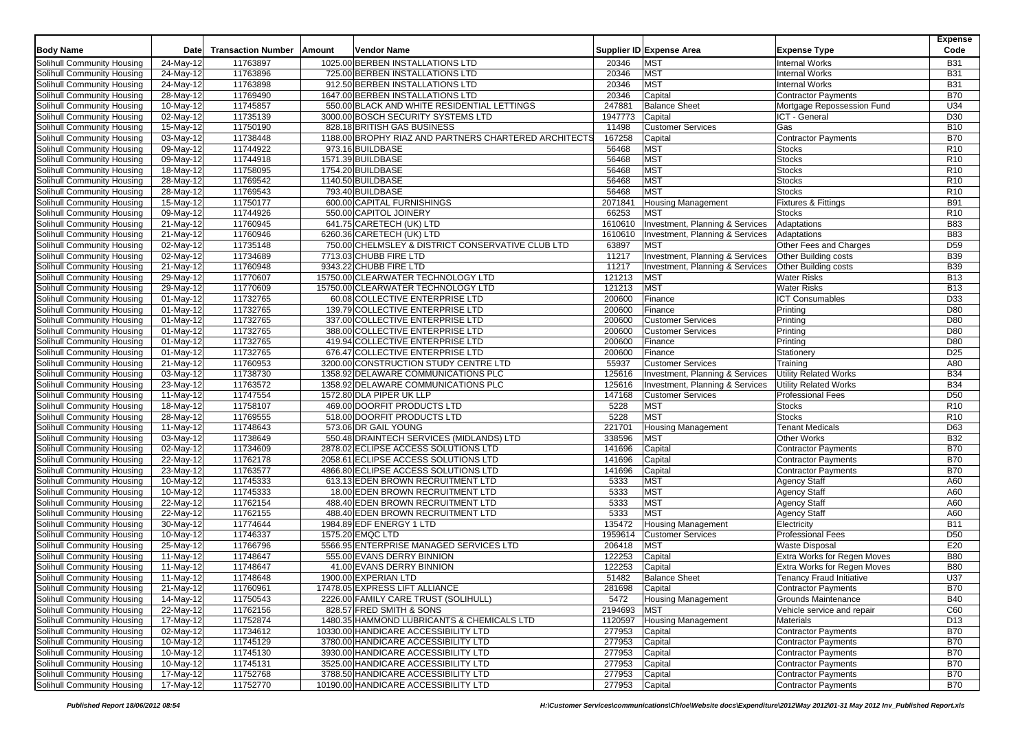| Body Name | Date | Transaction Number | Amount | Vendor Name | Supplier ID | Expense Area | Expense Type | Expense Code |
|---|---|---|---|---|---|---|---|---|
| Solihull Community Housing | 24-May-12 | 11763897 | 1025.00 | BERBEN INSTALLATIONS LTD | 20346 | MST | Internal Works | B31 |
| Solihull Community Housing | 24-May-12 | 11763896 | 725.00 | BERBEN INSTALLATIONS LTD | 20346 | MST | Internal Works | B31 |
| Solihull Community Housing | 24-May-12 | 11763898 | 912.50 | BERBEN INSTALLATIONS LTD | 20346 | MST | Internal Works | B31 |
| Solihull Community Housing | 28-May-12 | 11769490 | 1647.00 | BERBEN INSTALLATIONS LTD | 20346 | Capital | Contractor Payments | B70 |
| Solihull Community Housing | 10-May-12 | 11745857 | 550.00 | BLACK AND WHITE RESIDENTIAL LETTINGS | 247881 | Balance Sheet | Mortgage Repossession Fund | U34 |
| Solihull Community Housing | 02-May-12 | 11735139 | 3000.00 | BOSCH SECURITY SYSTEMS LTD | 1947773 | Capital | ICT - General | D30 |
| Solihull Community Housing | 15-May-12 | 11750190 | 828.18 | BRITISH GAS BUSINESS | 11498 | Customer Services | Gas | B10 |
| Solihull Community Housing | 03-May-12 | 11738448 | 1188.00 | BROPHY RIAZ AND PARTNERS CHARTERED ARCHITECTS | 167258 | Capital | Contractor Payments | B70 |
| Solihull Community Housing | 09-May-12 | 11744922 | 973.16 | BUILDBASE | 56468 | MST | Stocks | R10 |
| Solihull Community Housing | 09-May-12 | 11744918 | 1571.39 | BUILDBASE | 56468 | MST | Stocks | R10 |
| Solihull Community Housing | 18-May-12 | 11758095 | 1754.20 | BUILDBASE | 56468 | MST | Stocks | R10 |
| Solihull Community Housing | 28-May-12 | 11769542 | 1140.50 | BUILDBASE | 56468 | MST | Stocks | R10 |
| Solihull Community Housing | 28-May-12 | 11769543 | 793.40 | BUILDBASE | 56468 | MST | Stocks | R10 |
| Solihull Community Housing | 15-May-12 | 11750177 | 600.00 | CAPITAL FURNISHINGS | 2071841 | Housing Management | Fixtures & Fittings | B91 |
| Solihull Community Housing | 09-May-12 | 11744926 | 550.00 | CAPITOL JOINERY | 66253 | MST | Stocks | R10 |
| Solihull Community Housing | 21-May-12 | 11760945 | 641.75 | CARETECH (UK) LTD | 1610610 | Investment, Planning & Services | Adaptations | B83 |
| Solihull Community Housing | 21-May-12 | 11760946 | 6260.36 | CARETECH (UK) LTD | 1610610 | Investment, Planning & Services | Adaptations | B83 |
| Solihull Community Housing | 02-May-12 | 11735148 | 750.00 | CHELMSLEY & DISTRICT CONSERVATIVE CLUB LTD | 63897 | MST | Other Fees and Charges | D59 |
| Solihull Community Housing | 02-May-12 | 11734689 | 7713.03 | CHUBB FIRE LTD | 11217 | Investment, Planning & Services | Other Building costs | B39 |
| Solihull Community Housing | 21-May-12 | 11760948 | 9343.22 | CHUBB FIRE LTD | 11217 | Investment, Planning & Services | Other Building costs | B39 |
| Solihull Community Housing | 29-May-12 | 11770607 | 15750.00 | CLEARWATER TECHNOLOGY LTD | 121213 | MST | Water Risks | B13 |
| Solihull Community Housing | 29-May-12 | 11770609 | 15750.00 | CLEARWATER TECHNOLOGY LTD | 121213 | MST | Water Risks | B13 |
| Solihull Community Housing | 01-May-12 | 11732765 | 60.08 | COLLECTIVE ENTERPRISE LTD | 200600 | Finance | ICT Consumables | D33 |
| Solihull Community Housing | 01-May-12 | 11732765 | 139.79 | COLLECTIVE ENTERPRISE LTD | 200600 | Finance | Printing | D80 |
| Solihull Community Housing | 01-May-12 | 11732765 | 337.00 | COLLECTIVE ENTERPRISE LTD | 200600 | Customer Services | Printing | D80 |
| Solihull Community Housing | 01-May-12 | 11732765 | 388.00 | COLLECTIVE ENTERPRISE LTD | 200600 | Customer Services | Printing | D80 |
| Solihull Community Housing | 01-May-12 | 11732765 | 419.94 | COLLECTIVE ENTERPRISE LTD | 200600 | Finance | Printing | D80 |
| Solihull Community Housing | 01-May-12 | 11732765 | 676.47 | COLLECTIVE ENTERPRISE LTD | 200600 | Finance | Stationery | D25 |
| Solihull Community Housing | 21-May-12 | 11760953 | 3200.00 | CONSTRUCTION STUDY CENTRE LTD | 55937 | Customer Services | Training | A80 |
| Solihull Community Housing | 03-May-12 | 11738730 | 1358.92 | DELAWARE COMMUNICATIONS PLC | 125616 | Investment, Planning & Services | Utility Related Works | B34 |
| Solihull Community Housing | 23-May-12 | 11763572 | 1358.92 | DELAWARE COMMUNICATIONS PLC | 125616 | Investment, Planning & Services | Utility Related Works | B34 |
| Solihull Community Housing | 11-May-12 | 11747554 | 1572.80 | DLA PIPER UK LLP | 147168 | Customer Services | Professional Fees | D50 |
| Solihull Community Housing | 18-May-12 | 11758107 | 469.00 | DOORFIT PRODUCTS LTD | 5228 | MST | Stocks | R10 |
| Solihull Community Housing | 28-May-12 | 11769555 | 518.00 | DOORFIT PRODUCTS LTD | 5228 | MST | Stocks | R10 |
| Solihull Community Housing | 11-May-12 | 11748643 | 573.06 | DR GAIL YOUNG | 221701 | Housing Management | Tenant Medicals | D63 |
| Solihull Community Housing | 03-May-12 | 11738649 | 550.48 | DRAINTECH SERVICES (MIDLANDS) LTD | 338596 | MST | Other Works | B32 |
| Solihull Community Housing | 02-May-12 | 11734609 | 2878.02 | ECLIPSE ACCESS SOLUTIONS LTD | 141696 | Capital | Contractor Payments | B70 |
| Solihull Community Housing | 22-May-12 | 11762178 | 2058.61 | ECLIPSE ACCESS SOLUTIONS LTD | 141696 | Capital | Contractor Payments | B70 |
| Solihull Community Housing | 23-May-12 | 11763577 | 4866.80 | ECLIPSE ACCESS SOLUTIONS LTD | 141696 | Capital | Contractor Payments | B70 |
| Solihull Community Housing | 10-May-12 | 11745333 | 613.13 | EDEN BROWN RECRUITMENT LTD | 5333 | MST | Agency Staff | A60 |
| Solihull Community Housing | 10-May-12 | 11745333 | 18.00 | EDEN BROWN RECRUITMENT LTD | 5333 | MST | Agency Staff | A60 |
| Solihull Community Housing | 22-May-12 | 11762154 | 488.40 | EDEN BROWN RECRUITMENT LTD | 5333 | MST | Agency Staff | A60 |
| Solihull Community Housing | 22-May-12 | 11762155 | 488.40 | EDEN BROWN RECRUITMENT LTD | 5333 | MST | Agency Staff | A60 |
| Solihull Community Housing | 30-May-12 | 11774644 | 1984.89 | EDF ENERGY 1 LTD | 135472 | Housing Management | Electricity | B11 |
| Solihull Community Housing | 10-May-12 | 11746337 | 1575.20 | EMQC LTD | 1959614 | Customer Services | Professional Fees | D50 |
| Solihull Community Housing | 25-May-12 | 11766796 | 5566.95 | ENTERPRISE MANAGED SERVICES LTD | 206418 | MST | Waste Disposal | E20 |
| Solihull Community Housing | 11-May-12 | 11748647 | 555.00 | EVANS DERRY BINNION | 122253 | Capital | Extra Works for Regen Moves | B80 |
| Solihull Community Housing | 11-May-12 | 11748647 | 41.00 | EVANS DERRY BINNION | 122253 | Capital | Extra Works for Regen Moves | B80 |
| Solihull Community Housing | 11-May-12 | 11748648 | 1900.00 | EXPERIAN LTD | 51482 | Balance Sheet | Tenancy Fraud Initiative | U37 |
| Solihull Community Housing | 21-May-12 | 11760961 | 17478.05 | EXPRESS LIFT ALLIANCE | 281698 | Capital | Contractor Payments | B70 |
| Solihull Community Housing | 14-May-12 | 11750543 | 2226.00 | FAMILY CARE TRUST (SOLIHULL) | 5472 | Housing Management | Grounds Maintenance | B40 |
| Solihull Community Housing | 22-May-12 | 11762156 | 828.57 | FRED SMITH & SONS | 2194693 | MST | Vehicle service and repair | C60 |
| Solihull Community Housing | 17-May-12 | 11752874 | 1480.35 | HAMMOND LUBRICANTS & CHEMICALS LTD | 1120597 | Housing Management | Materials | D13 |
| Solihull Community Housing | 02-May-12 | 11734612 | 10330.00 | HANDICARE ACCESSIBILITY LTD | 277953 | Capital | Contractor Payments | B70 |
| Solihull Community Housing | 10-May-12 | 11745129 | 3780.00 | HANDICARE ACCESSIBILITY LTD | 277953 | Capital | Contractor Payments | B70 |
| Solihull Community Housing | 10-May-12 | 11745130 | 3930.00 | HANDICARE ACCESSIBILITY LTD | 277953 | Capital | Contractor Payments | B70 |
| Solihull Community Housing | 10-May-12 | 11745131 | 3525.00 | HANDICARE ACCESSIBILITY LTD | 277953 | Capital | Contractor Payments | B70 |
| Solihull Community Housing | 17-May-12 | 11752768 | 3788.50 | HANDICARE ACCESSIBILITY LTD | 277953 | Capital | Contractor Payments | B70 |
| Solihull Community Housing | 17-May-12 | 11752770 | 10190.00 | HANDICARE ACCESSIBILITY LTD | 277953 | Capital | Contractor Payments | B70 |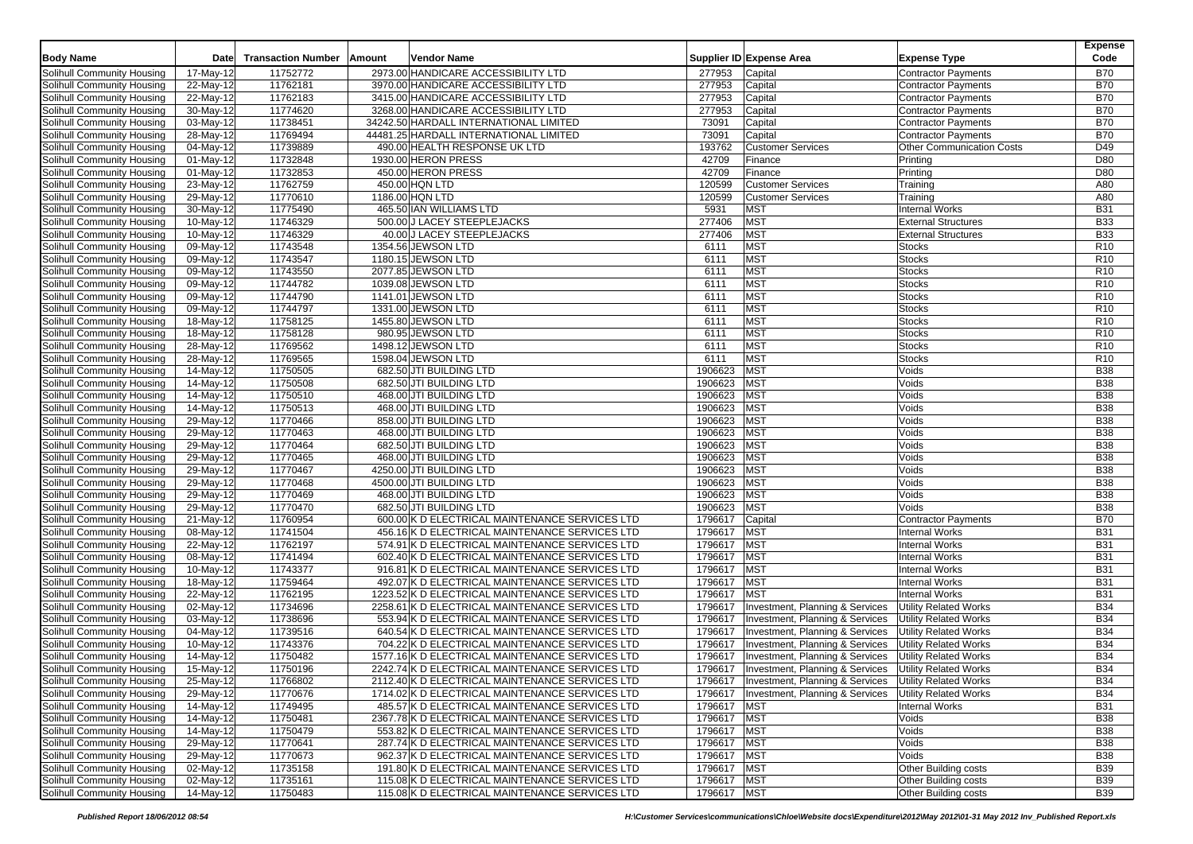| Body Name | Date | Transaction Number | Amount | Vendor Name | Supplier ID | Expense Area | Expense Type | Expense Code |
|---|---|---|---|---|---|---|---|---|
| Solihull Community Housing | 17-May-12 | 11752772 | 2973.00 | HANDICARE ACCESSIBILITY LTD | 277953 | Capital | Contractor Payments | B70 |
| Solihull Community Housing | 22-May-12 | 11762181 | 3970.00 | HANDICARE ACCESSIBILITY LTD | 277953 | Capital | Contractor Payments | B70 |
| Solihull Community Housing | 22-May-12 | 11762183 | 3415.00 | HANDICARE ACCESSIBILITY LTD | 277953 | Capital | Contractor Payments | B70 |
| Solihull Community Housing | 30-May-12 | 11774620 | 3268.00 | HANDICARE ACCESSIBILITY LTD | 277953 | Capital | Contractor Payments | B70 |
| Solihull Community Housing | 03-May-12 | 11738451 | 34242.50 | HARDALL INTERNATIONAL LIMITED | 73091 | Capital | Contractor Payments | B70 |
| Solihull Community Housing | 28-May-12 | 11769494 | 44481.25 | HARDALL INTERNATIONAL LIMITED | 73091 | Capital | Contractor Payments | B70 |
| Solihull Community Housing | 04-May-12 | 11739889 | 490.00 | HEALTH RESPONSE UK LTD | 193762 | Customer Services | Other Communication Costs | D49 |
| Solihull Community Housing | 01-May-12 | 11732848 | 1930.00 | HERON PRESS | 42709 | Finance | Printing | D80 |
| Solihull Community Housing | 01-May-12 | 11732853 | 450.00 | HERON PRESS | 42709 | Finance | Printing | D80 |
| Solihull Community Housing | 23-May-12 | 11762759 | 450.00 | HQN LTD | 120599 | Customer Services | Training | A80 |
| Solihull Community Housing | 29-May-12 | 11770610 | 1186.00 | HQN LTD | 120599 | Customer Services | Training | A80 |
| Solihull Community Housing | 30-May-12 | 11775490 | 465.50 | IAN WILLIAMS LTD | 5931 | MST | Internal Works | B31 |
| Solihull Community Housing | 10-May-12 | 11746329 | 500.00 | J LACEY STEEPLEJACKS | 277406 | MST | External Structures | B33 |
| Solihull Community Housing | 10-May-12 | 11746329 | 40.00 | J LACEY STEEPLEJACKS | 277406 | MST | External Structures | B33 |
| Solihull Community Housing | 09-May-12 | 11743548 | 1354.56 | JEWSON LTD | 6111 | MST | Stocks | R10 |
| Solihull Community Housing | 09-May-12 | 11743547 | 1180.15 | JEWSON LTD | 6111 | MST | Stocks | R10 |
| Solihull Community Housing | 09-May-12 | 11743550 | 2077.85 | JEWSON LTD | 6111 | MST | Stocks | R10 |
| Solihull Community Housing | 09-May-12 | 11744782 | 1039.08 | JEWSON LTD | 6111 | MST | Stocks | R10 |
| Solihull Community Housing | 09-May-12 | 11744790 | 1141.01 | JEWSON LTD | 6111 | MST | Stocks | R10 |
| Solihull Community Housing | 09-May-12 | 11744797 | 1331.00 | JEWSON LTD | 6111 | MST | Stocks | R10 |
| Solihull Community Housing | 18-May-12 | 11758125 | 1455.80 | JEWSON LTD | 6111 | MST | Stocks | R10 |
| Solihull Community Housing | 18-May-12 | 11758128 | 980.95 | JEWSON LTD | 6111 | MST | Stocks | R10 |
| Solihull Community Housing | 28-May-12 | 11769562 | 1498.12 | JEWSON LTD | 6111 | MST | Stocks | R10 |
| Solihull Community Housing | 28-May-12 | 11769565 | 1598.04 | JEWSON LTD | 6111 | MST | Stocks | R10 |
| Solihull Community Housing | 14-May-12 | 11750505 | 682.50 | JTI BUILDING LTD | 1906623 | MST | Voids | B38 |
| Solihull Community Housing | 14-May-12 | 11750508 | 682.50 | JTI BUILDING LTD | 1906623 | MST | Voids | B38 |
| Solihull Community Housing | 14-May-12 | 11750510 | 468.00 | JTI BUILDING LTD | 1906623 | MST | Voids | B38 |
| Solihull Community Housing | 14-May-12 | 11750513 | 468.00 | JTI BUILDING LTD | 1906623 | MST | Voids | B38 |
| Solihull Community Housing | 29-May-12 | 11770466 | 858.00 | JTI BUILDING LTD | 1906623 | MST | Voids | B38 |
| Solihull Community Housing | 29-May-12 | 11770463 | 468.00 | JTI BUILDING LTD | 1906623 | MST | Voids | B38 |
| Solihull Community Housing | 29-May-12 | 11770464 | 682.50 | JTI BUILDING LTD | 1906623 | MST | Voids | B38 |
| Solihull Community Housing | 29-May-12 | 11770465 | 468.00 | JTI BUILDING LTD | 1906623 | MST | Voids | B38 |
| Solihull Community Housing | 29-May-12 | 11770467 | 4250.00 | JTI BUILDING LTD | 1906623 | MST | Voids | B38 |
| Solihull Community Housing | 29-May-12 | 11770468 | 4500.00 | JTI BUILDING LTD | 1906623 | MST | Voids | B38 |
| Solihull Community Housing | 29-May-12 | 11770469 | 468.00 | JTI BUILDING LTD | 1906623 | MST | Voids | B38 |
| Solihull Community Housing | 29-May-12 | 11770470 | 682.50 | JTI BUILDING LTD | 1906623 | MST | Voids | B38 |
| Solihull Community Housing | 21-May-12 | 11760954 | 600.00 | K D ELECTRICAL MAINTENANCE SERVICES LTD | 1796617 | Capital | Contractor Payments | B70 |
| Solihull Community Housing | 08-May-12 | 11741504 | 456.16 | K D ELECTRICAL MAINTENANCE SERVICES LTD | 1796617 | MST | Internal Works | B31 |
| Solihull Community Housing | 22-May-12 | 11762197 | 574.91 | K D ELECTRICAL MAINTENANCE SERVICES LTD | 1796617 | MST | Internal Works | B31 |
| Solihull Community Housing | 08-May-12 | 11741494 | 602.40 | K D ELECTRICAL MAINTENANCE SERVICES LTD | 1796617 | MST | Internal Works | B31 |
| Solihull Community Housing | 10-May-12 | 11743377 | 916.81 | K D ELECTRICAL MAINTENANCE SERVICES LTD | 1796617 | MST | Internal Works | B31 |
| Solihull Community Housing | 18-May-12 | 11759464 | 492.07 | K D ELECTRICAL MAINTENANCE SERVICES LTD | 1796617 | MST | Internal Works | B31 |
| Solihull Community Housing | 22-May-12 | 11762195 | 1223.52 | K D ELECTRICAL MAINTENANCE SERVICES LTD | 1796617 | MST | Internal Works | B31 |
| Solihull Community Housing | 02-May-12 | 11734696 | 2258.61 | K D ELECTRICAL MAINTENANCE SERVICES LTD | 1796617 | Investment, Planning & Services | Utility Related Works | B34 |
| Solihull Community Housing | 03-May-12 | 11738696 | 553.94 | K D ELECTRICAL MAINTENANCE SERVICES LTD | 1796617 | Investment, Planning & Services | Utility Related Works | B34 |
| Solihull Community Housing | 04-May-12 | 11739516 | 640.54 | K D ELECTRICAL MAINTENANCE SERVICES LTD | 1796617 | Investment, Planning & Services | Utility Related Works | B34 |
| Solihull Community Housing | 10-May-12 | 11743376 | 704.22 | K D ELECTRICAL MAINTENANCE SERVICES LTD | 1796617 | Investment, Planning & Services | Utility Related Works | B34 |
| Solihull Community Housing | 14-May-12 | 11750482 | 1577.16 | K D ELECTRICAL MAINTENANCE SERVICES LTD | 1796617 | Investment, Planning & Services | Utility Related Works | B34 |
| Solihull Community Housing | 15-May-12 | 11750196 | 2242.74 | K D ELECTRICAL MAINTENANCE SERVICES LTD | 1796617 | Investment, Planning & Services | Utility Related Works | B34 |
| Solihull Community Housing | 25-May-12 | 11766802 | 2112.40 | K D ELECTRICAL MAINTENANCE SERVICES LTD | 1796617 | Investment, Planning & Services | Utility Related Works | B34 |
| Solihull Community Housing | 29-May-12 | 11770676 | 1714.02 | K D ELECTRICAL MAINTENANCE SERVICES LTD | 1796617 | Investment, Planning & Services | Utility Related Works | B34 |
| Solihull Community Housing | 14-May-12 | 11749495 | 485.57 | K D ELECTRICAL MAINTENANCE SERVICES LTD | 1796617 | MST | Internal Works | B31 |
| Solihull Community Housing | 14-May-12 | 11750481 | 2367.78 | K D ELECTRICAL MAINTENANCE SERVICES LTD | 1796617 | MST | Voids | B38 |
| Solihull Community Housing | 14-May-12 | 11750479 | 553.82 | K D ELECTRICAL MAINTENANCE SERVICES LTD | 1796617 | MST | Voids | B38 |
| Solihull Community Housing | 29-May-12 | 11770641 | 287.74 | K D ELECTRICAL MAINTENANCE SERVICES LTD | 1796617 | MST | Voids | B38 |
| Solihull Community Housing | 29-May-12 | 11770673 | 962.37 | K D ELECTRICAL MAINTENANCE SERVICES LTD | 1796617 | MST | Voids | B38 |
| Solihull Community Housing | 02-May-12 | 11735158 | 191.80 | K D ELECTRICAL MAINTENANCE SERVICES LTD | 1796617 | MST | Other Building costs | B39 |
| Solihull Community Housing | 02-May-12 | 11735161 | 115.08 | K D ELECTRICAL MAINTENANCE SERVICES LTD | 1796617 | MST | Other Building costs | B39 |
| Solihull Community Housing | 14-May-12 | 11750483 | 115.08 | K D ELECTRICAL MAINTENANCE SERVICES LTD | 1796617 | MST | Other Building costs | B39 |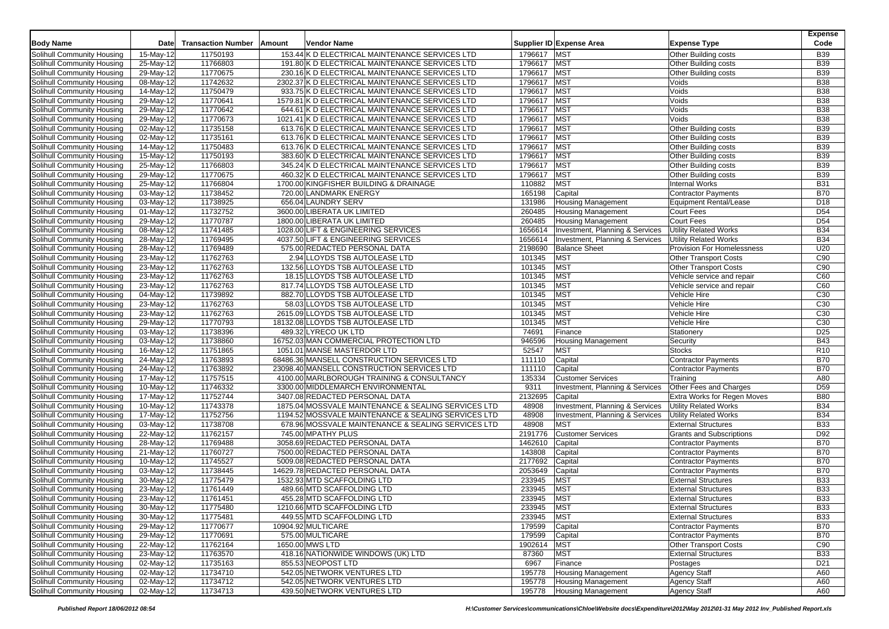| Body Name | Date | Transaction Number | Amount | Vendor Name | Supplier ID | Expense Area | Expense Type | Expense Code |
|---|---|---|---|---|---|---|---|---|
| Solihull Community Housing | 15-May-12 | 11750193 | 153.44 | K D ELECTRICAL MAINTENANCE SERVICES LTD | 1796617 | MST | Other Building costs | B39 |
| Solihull Community Housing | 25-May-12 | 11766803 | 191.80 | K D ELECTRICAL MAINTENANCE SERVICES LTD | 1796617 | MST | Other Building costs | B39 |
| Solihull Community Housing | 29-May-12 | 11770675 | 230.16 | K D ELECTRICAL MAINTENANCE SERVICES LTD | 1796617 | MST | Other Building costs | B39 |
| Solihull Community Housing | 08-May-12 | 11742632 | 2302.37 | K D ELECTRICAL MAINTENANCE SERVICES LTD | 1796617 | MST | Voids | B38 |
| Solihull Community Housing | 14-May-12 | 11750479 | 933.75 | K D ELECTRICAL MAINTENANCE SERVICES LTD | 1796617 | MST | Voids | B38 |
| Solihull Community Housing | 29-May-12 | 11770641 | 1579.81 | K D ELECTRICAL MAINTENANCE SERVICES LTD | 1796617 | MST | Voids | B38 |
| Solihull Community Housing | 29-May-12 | 11770642 | 644.61 | K D ELECTRICAL MAINTENANCE SERVICES LTD | 1796617 | MST | Voids | B38 |
| Solihull Community Housing | 29-May-12 | 11770673 | 1021.41 | K D ELECTRICAL MAINTENANCE SERVICES LTD | 1796617 | MST | Voids | B38 |
| Solihull Community Housing | 02-May-12 | 11735158 | 613.76 | K D ELECTRICAL MAINTENANCE SERVICES LTD | 1796617 | MST | Other Building costs | B39 |
| Solihull Community Housing | 02-May-12 | 11735161 | 613.76 | K D ELECTRICAL MAINTENANCE SERVICES LTD | 1796617 | MST | Other Building costs | B39 |
| Solihull Community Housing | 14-May-12 | 11750483 | 613.76 | K D ELECTRICAL MAINTENANCE SERVICES LTD | 1796617 | MST | Other Building costs | B39 |
| Solihull Community Housing | 15-May-12 | 11750193 | 383.60 | K D ELECTRICAL MAINTENANCE SERVICES LTD | 1796617 | MST | Other Building costs | B39 |
| Solihull Community Housing | 25-May-12 | 11766803 | 345.24 | K D ELECTRICAL MAINTENANCE SERVICES LTD | 1796617 | MST | Other Building costs | B39 |
| Solihull Community Housing | 29-May-12 | 11770675 | 460.32 | K D ELECTRICAL MAINTENANCE SERVICES LTD | 1796617 | MST | Other Building costs | B39 |
| Solihull Community Housing | 25-May-12 | 11766804 | 1700.00 | KINGFISHER BUILDING & DRAINAGE | 110882 | MST | Internal Works | B31 |
| Solihull Community Housing | 03-May-12 | 11738452 | 720.00 | LANDMARK ENERGY | 165198 | Capital | Contractor Payments | B70 |
| Solihull Community Housing | 03-May-12 | 11738925 | 656.04 | LAUNDRY SERV | 131986 | Housing Management | Equipment Rental/Lease | D18 |
| Solihull Community Housing | 01-May-12 | 11732752 | 3600.00 | LIBERATA UK LIMITED | 260485 | Housing Management | Court Fees | D54 |
| Solihull Community Housing | 29-May-12 | 11770787 | 1800.00 | LIBERATA UK LIMITED | 260485 | Housing Management | Court Fees | D54 |
| Solihull Community Housing | 08-May-12 | 11741485 | 1028.00 | LIFT & ENGINEERING SERVICES | 1656614 | Investment, Planning & Services | Utility Related Works | B34 |
| Solihull Community Housing | 28-May-12 | 11769495 | 4037.50 | LIFT & ENGINEERING SERVICES | 1656614 | Investment, Planning & Services | Utility Related Works | B34 |
| Solihull Community Housing | 28-May-12 | 11769489 | 575.00 | REDACTED PERSONAL DATA | 2198690 | Balance Sheet | Provision For Homelessness | U20 |
| Solihull Community Housing | 23-May-12 | 11762763 | 2.94 | LLOYDS TSB AUTOLEASE LTD | 101345 | MST | Other Transport Costs | C90 |
| Solihull Community Housing | 23-May-12 | 11762763 | 132.56 | LLOYDS TSB AUTOLEASE LTD | 101345 | MST | Other Transport Costs | C90 |
| Solihull Community Housing | 23-May-12 | 11762763 | 18.15 | LLOYDS TSB AUTOLEASE LTD | 101345 | MST | Vehicle service and repair | C60 |
| Solihull Community Housing | 23-May-12 | 11762763 | 817.74 | LLOYDS TSB AUTOLEASE LTD | 101345 | MST | Vehicle service and repair | C60 |
| Solihull Community Housing | 04-May-12 | 11739892 | 882.70 | LLOYDS TSB AUTOLEASE LTD | 101345 | MST | Vehicle Hire | C30 |
| Solihull Community Housing | 23-May-12 | 11762763 | 58.03 | LLOYDS TSB AUTOLEASE LTD | 101345 | MST | Vehicle Hire | C30 |
| Solihull Community Housing | 23-May-12 | 11762763 | 2615.09 | LLOYDS TSB AUTOLEASE LTD | 101345 | MST | Vehicle Hire | C30 |
| Solihull Community Housing | 29-May-12 | 11770793 | 18132.08 | LLOYDS TSB AUTOLEASE LTD | 101345 | MST | Vehicle Hire | C30 |
| Solihull Community Housing | 03-May-12 | 11738396 | 489.32 | LYRECO UK LTD | 74691 | Finance | Stationery | D25 |
| Solihull Community Housing | 03-May-12 | 11738860 | 16752.03 | MAN COMMERCIAL PROTECTION LTD | 946596 | Housing Management | Security | B43 |
| Solihull Community Housing | 16-May-12 | 11751865 | 1051.01 | MANSE MASTERDOR LTD | 52547 | MST | Stocks | R10 |
| Solihull Community Housing | 24-May-12 | 11763893 | 68486.36 | MANSELL CONSTRUCTION SERVICES LTD | 111110 | Capital | Contractor Payments | B70 |
| Solihull Community Housing | 24-May-12 | 11763892 | 23098.40 | MANSELL CONSTRUCTION SERVICES LTD | 111110 | Capital | Contractor Payments | B70 |
| Solihull Community Housing | 17-May-12 | 11757515 | 4100.00 | MARLBOROUGH TRAINING & CONSULTANCY | 135334 | Customer Services | Training | A80 |
| Solihull Community Housing | 10-May-12 | 11746332 | 3300.00 | MIDDLEMARCH ENVIRONMENTAL | 9311 | Investment, Planning & Services | Other Fees and Charges | D59 |
| Solihull Community Housing | 17-May-12 | 11752744 | 3407.08 | REDACTED PERSONAL DATA | 2132695 | Capital | Extra Works for Regen Moves | B80 |
| Solihull Community Housing | 10-May-12 | 11743378 | 1875.04 | MOSSVALE MAINTENANCE & SEALING SERVICES LTD | 48908 | Investment, Planning & Services | Utility Related Works | B34 |
| Solihull Community Housing | 17-May-12 | 11752756 | 1194.52 | MOSSVALE MAINTENANCE & SEALING SERVICES LTD | 48908 | Investment, Planning & Services | Utility Related Works | B34 |
| Solihull Community Housing | 03-May-12 | 11738708 | 678.96 | MOSSVALE MAINTENANCE & SEALING SERVICES LTD | 48908 | MST | External Structures | B33 |
| Solihull Community Housing | 22-May-12 | 11762157 | 745.00 | MPATHY PLUS | 2191776 | Customer Services | Grants and Subscriptions | D92 |
| Solihull Community Housing | 28-May-12 | 11769488 | 3058.69 | REDACTED PERSONAL DATA | 1462610 | Capital | Contractor Payments | B70 |
| Solihull Community Housing | 21-May-12 | 11760727 | 7500.00 | REDACTED PERSONAL DATA | 143808 | Capital | Contractor Payments | B70 |
| Solihull Community Housing | 10-May-12 | 11745527 | 5009.08 | REDACTED PERSONAL DATA | 2177692 | Capital | Contractor Payments | B70 |
| Solihull Community Housing | 03-May-12 | 11738445 | 14629.78 | REDACTED PERSONAL DATA | 2053649 | Capital | Contractor Payments | B70 |
| Solihull Community Housing | 30-May-12 | 11775479 | 1532.93 | MTD SCAFFOLDING LTD | 233945 | MST | External Structures | B33 |
| Solihull Community Housing | 23-May-12 | 11761449 | 489.66 | MTD SCAFFOLDING LTD | 233945 | MST | External Structures | B33 |
| Solihull Community Housing | 23-May-12 | 11761451 | 455.28 | MTD SCAFFOLDING LTD | 233945 | MST | External Structures | B33 |
| Solihull Community Housing | 30-May-12 | 11775480 | 1210.66 | MTD SCAFFOLDING LTD | 233945 | MST | External Structures | B33 |
| Solihull Community Housing | 30-May-12 | 11775481 | 449.55 | MTD SCAFFOLDING LTD | 233945 | MST | External Structures | B33 |
| Solihull Community Housing | 29-May-12 | 11770677 | 10904.92 | MULTICARE | 179599 | Capital | Contractor Payments | B70 |
| Solihull Community Housing | 29-May-12 | 11770691 | 575.00 | MULTICARE | 179599 | Capital | Contractor Payments | B70 |
| Solihull Community Housing | 22-May-12 | 11762164 | 1650.00 | MWS LTD | 1902614 | MST | Other Transport Costs | C90 |
| Solihull Community Housing | 23-May-12 | 11763570 | 418.16 | NATIONWIDE WINDOWS (UK) LTD | 87360 | MST | External Structures | B33 |
| Solihull Community Housing | 02-May-12 | 11735163 | 855.53 | NEOPOST LTD | 6967 | Finance | Postages | D21 |
| Solihull Community Housing | 02-May-12 | 11734710 | 542.05 | NETWORK VENTURES LTD | 195778 | Housing Management | Agency Staff | A60 |
| Solihull Community Housing | 02-May-12 | 11734712 | 542.05 | NETWORK VENTURES LTD | 195778 | Housing Management | Agency Staff | A60 |
| Solihull Community Housing | 02-May-12 | 11734713 | 439.50 | NETWORK VENTURES LTD | 195778 | Housing Management | Agency Staff | A60 |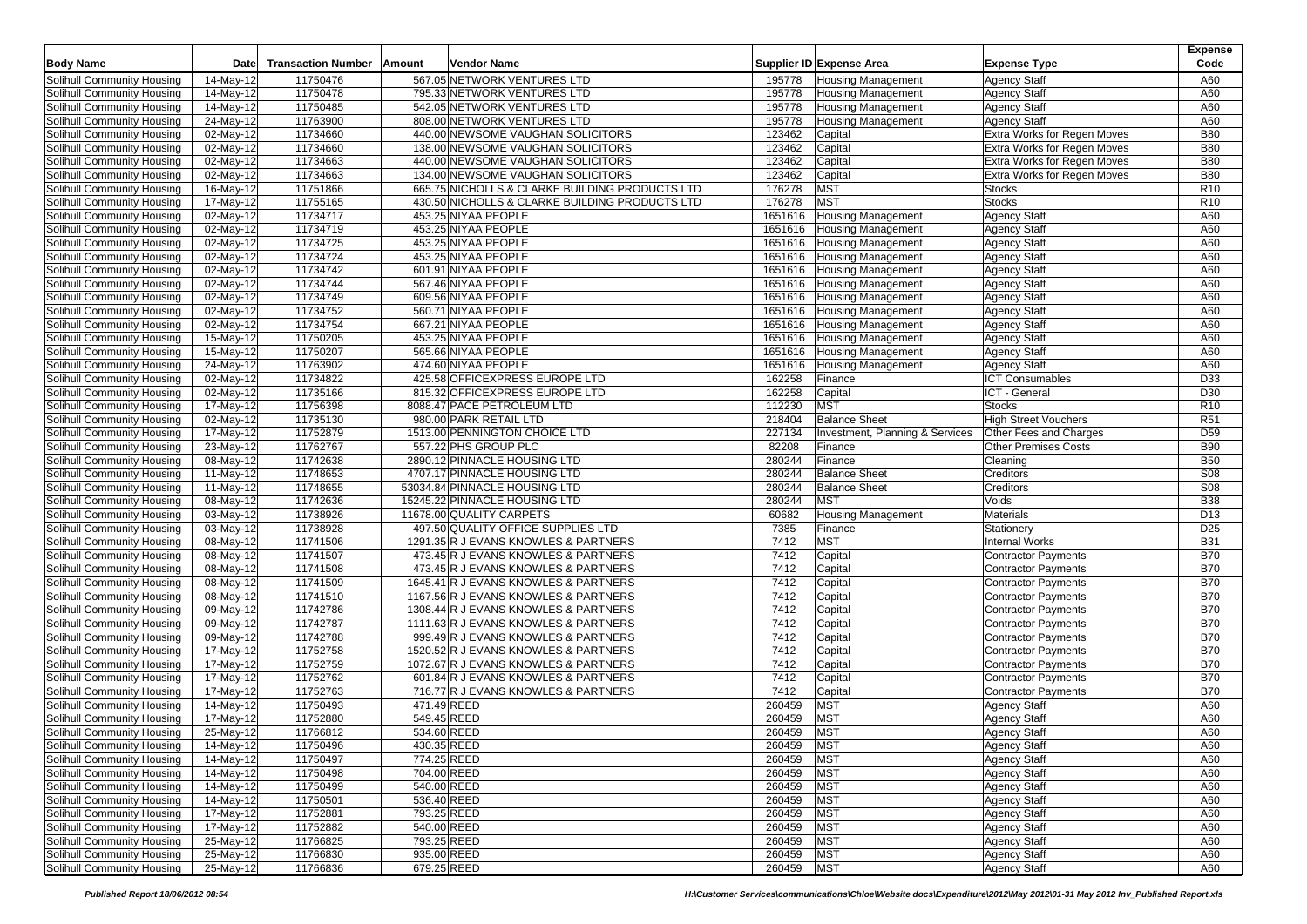| Body Name | Date | Transaction Number | Amount | Vendor Name | Supplier ID | Expense Area | Expense Type | Expense Code |
|---|---|---|---|---|---|---|---|---|
| Solihull Community Housing | 14-May-12 | 11750476 | 567.05 | NETWORK VENTURES LTD | 195778 | Housing Management | Agency Staff | A60 |
| Solihull Community Housing | 14-May-12 | 11750478 | 795.33 | NETWORK VENTURES LTD | 195778 | Housing Management | Agency Staff | A60 |
| Solihull Community Housing | 14-May-12 | 11750485 | 542.05 | NETWORK VENTURES LTD | 195778 | Housing Management | Agency Staff | A60 |
| Solihull Community Housing | 24-May-12 | 11763900 | 808.00 | NETWORK VENTURES LTD | 195778 | Housing Management | Agency Staff | A60 |
| Solihull Community Housing | 02-May-12 | 11734660 | 440.00 | NEWSOME VAUGHAN SOLICITORS | 123462 | Capital | Extra Works for Regen Moves | B80 |
| Solihull Community Housing | 02-May-12 | 11734660 | 138.00 | NEWSOME VAUGHAN SOLICITORS | 123462 | Capital | Extra Works for Regen Moves | B80 |
| Solihull Community Housing | 02-May-12 | 11734663 | 440.00 | NEWSOME VAUGHAN SOLICITORS | 123462 | Capital | Extra Works for Regen Moves | B80 |
| Solihull Community Housing | 02-May-12 | 11734663 | 134.00 | NEWSOME VAUGHAN SOLICITORS | 123462 | Capital | Extra Works for Regen Moves | B80 |
| Solihull Community Housing | 16-May-12 | 11751866 | 665.75 | NICHOLLS & CLARKE BUILDING PRODUCTS LTD | 176278 | MST | Stocks | R10 |
| Solihull Community Housing | 17-May-12 | 11755165 | 430.50 | NICHOLLS & CLARKE BUILDING PRODUCTS LTD | 176278 | MST | Stocks | R10 |
| Solihull Community Housing | 02-May-12 | 11734717 | 453.25 | NIYAA PEOPLE | 1651616 | Housing Management | Agency Staff | A60 |
| Solihull Community Housing | 02-May-12 | 11734719 | 453.25 | NIYAA PEOPLE | 1651616 | Housing Management | Agency Staff | A60 |
| Solihull Community Housing | 02-May-12 | 11734725 | 453.25 | NIYAA PEOPLE | 1651616 | Housing Management | Agency Staff | A60 |
| Solihull Community Housing | 02-May-12 | 11734724 | 453.25 | NIYAA PEOPLE | 1651616 | Housing Management | Agency Staff | A60 |
| Solihull Community Housing | 02-May-12 | 11734742 | 601.91 | NIYAA PEOPLE | 1651616 | Housing Management | Agency Staff | A60 |
| Solihull Community Housing | 02-May-12 | 11734744 | 567.46 | NIYAA PEOPLE | 1651616 | Housing Management | Agency Staff | A60 |
| Solihull Community Housing | 02-May-12 | 11734749 | 609.56 | NIYAA PEOPLE | 1651616 | Housing Management | Agency Staff | A60 |
| Solihull Community Housing | 02-May-12 | 11734752 | 560.71 | NIYAA PEOPLE | 1651616 | Housing Management | Agency Staff | A60 |
| Solihull Community Housing | 02-May-12 | 11734754 | 667.21 | NIYAA PEOPLE | 1651616 | Housing Management | Agency Staff | A60 |
| Solihull Community Housing | 15-May-12 | 11750205 | 453.25 | NIYAA PEOPLE | 1651616 | Housing Management | Agency Staff | A60 |
| Solihull Community Housing | 15-May-12 | 11750207 | 565.66 | NIYAA PEOPLE | 1651616 | Housing Management | Agency Staff | A60 |
| Solihull Community Housing | 24-May-12 | 11763902 | 474.60 | NIYAA PEOPLE | 1651616 | Housing Management | Agency Staff | A60 |
| Solihull Community Housing | 02-May-12 | 11734822 | 425.58 | OFFICEXPRESS EUROPE LTD | 162258 | Finance | ICT Consumables | D33 |
| Solihull Community Housing | 02-May-12 | 11735166 | 815.32 | OFFICEXPRESS EUROPE LTD | 162258 | Capital | ICT - General | D30 |
| Solihull Community Housing | 17-May-12 | 11756398 | 8088.47 | PACE PETROLEUM LTD | 112230 | MST | Stocks | R10 |
| Solihull Community Housing | 02-May-12 | 11735130 | 980.00 | PARK RETAIL LTD | 218404 | Balance Sheet | High Street Vouchers | R51 |
| Solihull Community Housing | 17-May-12 | 11752879 | 1513.00 | PENNINGTON CHOICE LTD | 227134 | Investment, Planning & Services | Other Fees and Charges | D59 |
| Solihull Community Housing | 23-May-12 | 11762767 | 557.22 | PHS GROUP PLC | 82208 | Finance | Other Premises Costs | B90 |
| Solihull Community Housing | 08-May-12 | 11742638 | 2890.12 | PINNACLE HOUSING LTD | 280244 | Finance | Cleaning | B50 |
| Solihull Community Housing | 11-May-12 | 11748653 | 4707.17 | PINNACLE HOUSING LTD | 280244 | Balance Sheet | Creditors | S08 |
| Solihull Community Housing | 11-May-12 | 11748655 | 53034.84 | PINNACLE HOUSING LTD | 280244 | Balance Sheet | Creditors | S08 |
| Solihull Community Housing | 08-May-12 | 11742636 | 15245.22 | PINNACLE HOUSING LTD | 280244 | MST | Voids | B38 |
| Solihull Community Housing | 03-May-12 | 11738926 | 11678.00 | QUALITY CARPETS | 60682 | Housing Management | Materials | D13 |
| Solihull Community Housing | 03-May-12 | 11738928 | 497.50 | QUALITY OFFICE SUPPLIES LTD | 7385 | Finance | Stationery | D25 |
| Solihull Community Housing | 08-May-12 | 11741506 | 1291.35 | R J EVANS KNOWLES & PARTNERS | 7412 | MST | Internal Works | B31 |
| Solihull Community Housing | 08-May-12 | 11741507 | 473.45 | R J EVANS KNOWLES & PARTNERS | 7412 | Capital | Contractor Payments | B70 |
| Solihull Community Housing | 08-May-12 | 11741508 | 473.45 | R J EVANS KNOWLES & PARTNERS | 7412 | Capital | Contractor Payments | B70 |
| Solihull Community Housing | 08-May-12 | 11741509 | 1645.41 | R J EVANS KNOWLES & PARTNERS | 7412 | Capital | Contractor Payments | B70 |
| Solihull Community Housing | 08-May-12 | 11741510 | 1167.56 | R J EVANS KNOWLES & PARTNERS | 7412 | Capital | Contractor Payments | B70 |
| Solihull Community Housing | 09-May-12 | 11742786 | 1308.44 | R J EVANS KNOWLES & PARTNERS | 7412 | Capital | Contractor Payments | B70 |
| Solihull Community Housing | 09-May-12 | 11742787 | 1111.63 | R J EVANS KNOWLES & PARTNERS | 7412 | Capital | Contractor Payments | B70 |
| Solihull Community Housing | 09-May-12 | 11742788 | 999.49 | R J EVANS KNOWLES & PARTNERS | 7412 | Capital | Contractor Payments | B70 |
| Solihull Community Housing | 17-May-12 | 11752758 | 1520.52 | R J EVANS KNOWLES & PARTNERS | 7412 | Capital | Contractor Payments | B70 |
| Solihull Community Housing | 17-May-12 | 11752759 | 1072.67 | R J EVANS KNOWLES & PARTNERS | 7412 | Capital | Contractor Payments | B70 |
| Solihull Community Housing | 17-May-12 | 11752762 | 601.84 | R J EVANS KNOWLES & PARTNERS | 7412 | Capital | Contractor Payments | B70 |
| Solihull Community Housing | 17-May-12 | 11752763 | 716.77 | R J EVANS KNOWLES & PARTNERS | 7412 | Capital | Contractor Payments | B70 |
| Solihull Community Housing | 14-May-12 | 11750493 | 471.49 | REED | 260459 | MST | Agency Staff | A60 |
| Solihull Community Housing | 17-May-12 | 11752880 | 549.45 | REED | 260459 | MST | Agency Staff | A60 |
| Solihull Community Housing | 25-May-12 | 11766812 | 534.60 | REED | 260459 | MST | Agency Staff | A60 |
| Solihull Community Housing | 14-May-12 | 11750496 | 430.35 | REED | 260459 | MST | Agency Staff | A60 |
| Solihull Community Housing | 14-May-12 | 11750497 | 774.25 | REED | 260459 | MST | Agency Staff | A60 |
| Solihull Community Housing | 14-May-12 | 11750498 | 704.00 | REED | 260459 | MST | Agency Staff | A60 |
| Solihull Community Housing | 14-May-12 | 11750499 | 540.00 | REED | 260459 | MST | Agency Staff | A60 |
| Solihull Community Housing | 14-May-12 | 11750501 | 536.40 | REED | 260459 | MST | Agency Staff | A60 |
| Solihull Community Housing | 17-May-12 | 11752881 | 793.25 | REED | 260459 | MST | Agency Staff | A60 |
| Solihull Community Housing | 17-May-12 | 11752882 | 540.00 | REED | 260459 | MST | Agency Staff | A60 |
| Solihull Community Housing | 25-May-12 | 11766825 | 793.25 | REED | 260459 | MST | Agency Staff | A60 |
| Solihull Community Housing | 25-May-12 | 11766830 | 935.00 | REED | 260459 | MST | Agency Staff | A60 |
| Solihull Community Housing | 25-May-12 | 11766836 | 679.25 | REED | 260459 | MST | Agency Staff | A60 |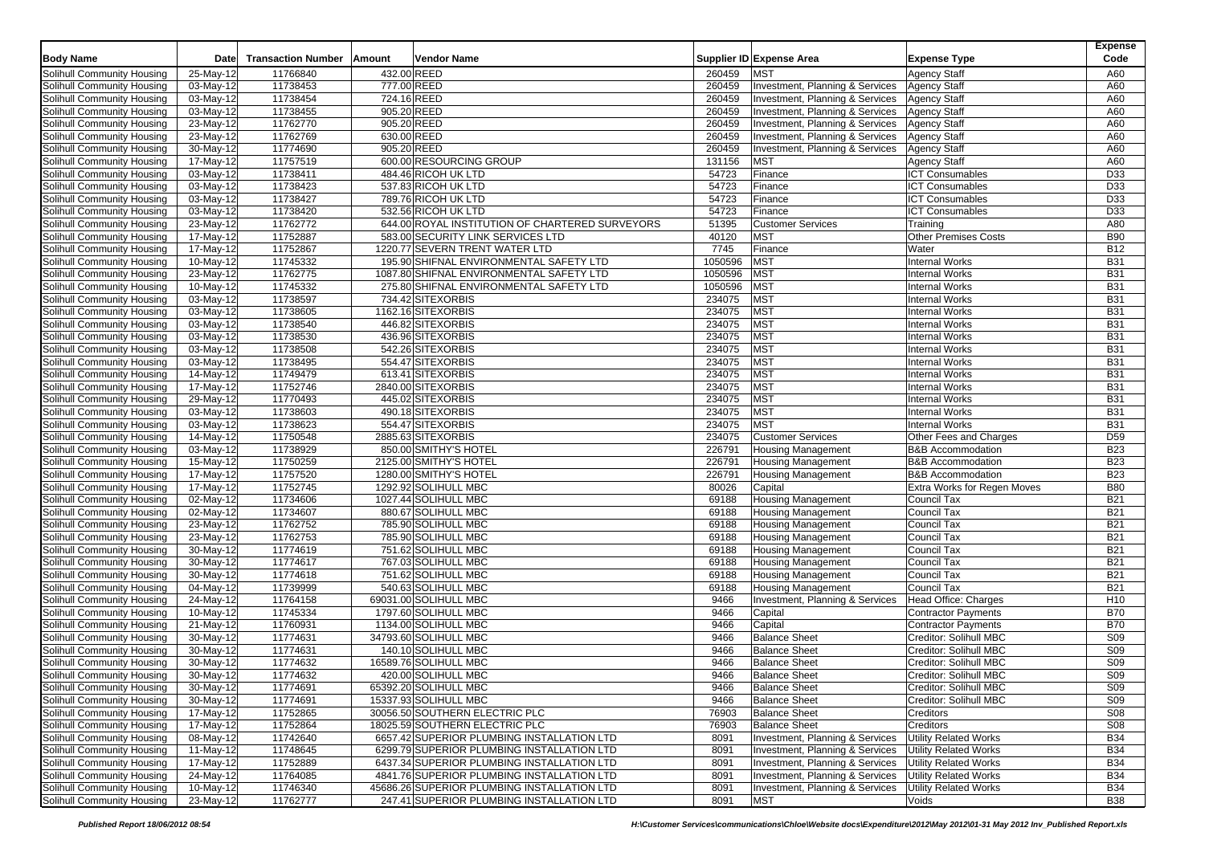| Body Name | Date | Transaction Number | Amount | Vendor Name | Supplier ID | Expense Area | Expense Type | Expense Code |
|---|---|---|---|---|---|---|---|---|
| Solihull Community Housing | 25-May-12 | 11766840 | 432.00 | REED | 260459 | MST | Agency Staff | A60 |
| Solihull Community Housing | 03-May-12 | 11738453 | 777.00 | REED | 260459 | Investment, Planning & Services | Agency Staff | A60 |
| Solihull Community Housing | 03-May-12 | 11738454 | 724.16 | REED | 260459 | Investment, Planning & Services | Agency Staff | A60 |
| Solihull Community Housing | 03-May-12 | 11738455 | 905.20 | REED | 260459 | Investment, Planning & Services | Agency Staff | A60 |
| Solihull Community Housing | 23-May-12 | 11762770 | 905.20 | REED | 260459 | Investment, Planning & Services | Agency Staff | A60 |
| Solihull Community Housing | 23-May-12 | 11762769 | 630.00 | REED | 260459 | Investment, Planning & Services | Agency Staff | A60 |
| Solihull Community Housing | 30-May-12 | 11774690 | 905.20 | REED | 260459 | Investment, Planning & Services | Agency Staff | A60 |
| Solihull Community Housing | 17-May-12 | 11757519 | 600.00 | RESOURCING GROUP | 131156 | MST | Agency Staff | A60 |
| Solihull Community Housing | 03-May-12 | 11738411 | 484.46 | RICOH UK LTD | 54723 | Finance | ICT Consumables | D33 |
| Solihull Community Housing | 03-May-12 | 11738423 | 537.83 | RICOH UK LTD | 54723 | Finance | ICT Consumables | D33 |
| Solihull Community Housing | 03-May-12 | 11738427 | 789.76 | RICOH UK LTD | 54723 | Finance | ICT Consumables | D33 |
| Solihull Community Housing | 03-May-12 | 11738420 | 532.56 | RICOH UK LTD | 54723 | Finance | ICT Consumables | D33 |
| Solihull Community Housing | 23-May-12 | 11762772 | 644.00 | ROYAL INSTITUTION OF CHARTERED SURVEYORS | 51395 | Customer Services | Training | A80 |
| Solihull Community Housing | 17-May-12 | 11752887 | 583.00 | SECURITY LINK SERVICES LTD | 40120 | MST | Other Premises Costs | B90 |
| Solihull Community Housing | 17-May-12 | 11752867 | 1220.77 | SEVERN TRENT WATER LTD | 7745 | Finance | Water | B12 |
| Solihull Community Housing | 10-May-12 | 11745332 | 195.90 | SHIFNAL ENVIRONMENTAL SAFETY LTD | 1050596 | MST | Internal Works | B31 |
| Solihull Community Housing | 23-May-12 | 11762775 | 1087.80 | SHIFNAL ENVIRONMENTAL SAFETY LTD | 1050596 | MST | Internal Works | B31 |
| Solihull Community Housing | 10-May-12 | 11745332 | 275.80 | SHIFNAL ENVIRONMENTAL SAFETY LTD | 1050596 | MST | Internal Works | B31 |
| Solihull Community Housing | 03-May-12 | 11738597 | 734.42 | SITEXORBIS | 234075 | MST | Internal Works | B31 |
| Solihull Community Housing | 03-May-12 | 11738605 | 1162.16 | SITEXORBIS | 234075 | MST | Internal Works | B31 |
| Solihull Community Housing | 03-May-12 | 11738540 | 446.82 | SITEXORBIS | 234075 | MST | Internal Works | B31 |
| Solihull Community Housing | 03-May-12 | 11738530 | 436.96 | SITEXORBIS | 234075 | MST | Internal Works | B31 |
| Solihull Community Housing | 03-May-12 | 11738508 | 542.26 | SITEXORBIS | 234075 | MST | Internal Works | B31 |
| Solihull Community Housing | 03-May-12 | 11738495 | 554.47 | SITEXORBIS | 234075 | MST | Internal Works | B31 |
| Solihull Community Housing | 14-May-12 | 11749479 | 613.41 | SITEXORBIS | 234075 | MST | Internal Works | B31 |
| Solihull Community Housing | 17-May-12 | 11752746 | 2840.00 | SITEXORBIS | 234075 | MST | Internal Works | B31 |
| Solihull Community Housing | 29-May-12 | 11770493 | 445.02 | SITEXORBIS | 234075 | MST | Internal Works | B31 |
| Solihull Community Housing | 03-May-12 | 11738603 | 490.18 | SITEXORBIS | 234075 | MST | Internal Works | B31 |
| Solihull Community Housing | 03-May-12 | 11738623 | 554.47 | SITEXORBIS | 234075 | MST | Internal Works | B31 |
| Solihull Community Housing | 14-May-12 | 11750548 | 2885.63 | SITEXORBIS | 234075 | Customer Services | Other Fees and Charges | D59 |
| Solihull Community Housing | 03-May-12 | 11738929 | 850.00 | SMITHY'S HOTEL | 226791 | Housing Management | B&B Accommodation | B23 |
| Solihull Community Housing | 15-May-12 | 11750259 | 2125.00 | SMITHY'S HOTEL | 226791 | Housing Management | B&B Accommodation | B23 |
| Solihull Community Housing | 17-May-12 | 11757520 | 1280.00 | SMITHY'S HOTEL | 226791 | Housing Management | B&B Accommodation | B23 |
| Solihull Community Housing | 17-May-12 | 11752745 | 1292.92 | SOLIHULL MBC | 80026 | Capital | Extra Works for Regen Moves | B80 |
| Solihull Community Housing | 02-May-12 | 11734606 | 1027.44 | SOLIHULL MBC | 69188 | Housing Management | Council Tax | B21 |
| Solihull Community Housing | 02-May-12 | 11734607 | 880.67 | SOLIHULL MBC | 69188 | Housing Management | Council Tax | B21 |
| Solihull Community Housing | 23-May-12 | 11762752 | 785.90 | SOLIHULL MBC | 69188 | Housing Management | Council Tax | B21 |
| Solihull Community Housing | 23-May-12 | 11762753 | 785.90 | SOLIHULL MBC | 69188 | Housing Management | Council Tax | B21 |
| Solihull Community Housing | 30-May-12 | 11774619 | 751.62 | SOLIHULL MBC | 69188 | Housing Management | Council Tax | B21 |
| Solihull Community Housing | 30-May-12 | 11774617 | 767.03 | SOLIHULL MBC | 69188 | Housing Management | Council Tax | B21 |
| Solihull Community Housing | 30-May-12 | 11774618 | 751.62 | SOLIHULL MBC | 69188 | Housing Management | Council Tax | B21 |
| Solihull Community Housing | 04-May-12 | 11739999 | 540.63 | SOLIHULL MBC | 69188 | Housing Management | Council Tax | B21 |
| Solihull Community Housing | 24-May-12 | 11764158 | 69031.00 | SOLIHULL MBC | 9466 | Investment, Planning & Services | Head Office: Charges | H10 |
| Solihull Community Housing | 10-May-12 | 11745334 | 1797.60 | SOLIHULL MBC | 9466 | Capital | Contractor Payments | B70 |
| Solihull Community Housing | 21-May-12 | 11760931 | 1134.00 | SOLIHULL MBC | 9466 | Capital | Contractor Payments | B70 |
| Solihull Community Housing | 30-May-12 | 11774631 | 34793.60 | SOLIHULL MBC | 9466 | Balance Sheet | Creditor: Solihull MBC | S09 |
| Solihull Community Housing | 30-May-12 | 11774631 | 140.10 | SOLIHULL MBC | 9466 | Balance Sheet | Creditor: Solihull MBC | S09 |
| Solihull Community Housing | 30-May-12 | 11774632 | 16589.76 | SOLIHULL MBC | 9466 | Balance Sheet | Creditor: Solihull MBC | S09 |
| Solihull Community Housing | 30-May-12 | 11774632 | 420.00 | SOLIHULL MBC | 9466 | Balance Sheet | Creditor: Solihull MBC | S09 |
| Solihull Community Housing | 30-May-12 | 11774691 | 65392.20 | SOLIHULL MBC | 9466 | Balance Sheet | Creditor: Solihull MBC | S09 |
| Solihull Community Housing | 30-May-12 | 11774691 | 15337.93 | SOLIHULL MBC | 9466 | Balance Sheet | Creditor: Solihull MBC | S09 |
| Solihull Community Housing | 17-May-12 | 11752865 | 30056.50 | SOUTHERN ELECTRIC PLC | 76903 | Balance Sheet | Creditors | S08 |
| Solihull Community Housing | 17-May-12 | 11752864 | 18025.59 | SOUTHERN ELECTRIC PLC | 76903 | Balance Sheet | Creditors | S08 |
| Solihull Community Housing | 08-May-12 | 11742640 | 6657.42 | SUPERIOR PLUMBING INSTALLATION LTD | 8091 | Investment, Planning & Services | Utility Related Works | B34 |
| Solihull Community Housing | 11-May-12 | 11748645 | 6299.79 | SUPERIOR PLUMBING INSTALLATION LTD | 8091 | Investment, Planning & Services | Utility Related Works | B34 |
| Solihull Community Housing | 17-May-12 | 11752889 | 6437.34 | SUPERIOR PLUMBING INSTALLATION LTD | 8091 | Investment, Planning & Services | Utility Related Works | B34 |
| Solihull Community Housing | 24-May-12 | 11764085 | 4841.76 | SUPERIOR PLUMBING INSTALLATION LTD | 8091 | Investment, Planning & Services | Utility Related Works | B34 |
| Solihull Community Housing | 10-May-12 | 11746340 | 45686.26 | SUPERIOR PLUMBING INSTALLATION LTD | 8091 | Investment, Planning & Services | Utility Related Works | B34 |
| Solihull Community Housing | 23-May-12 | 11762777 | 247.41 | SUPERIOR PLUMBING INSTALLATION LTD | 8091 | MST | Voids | B38 |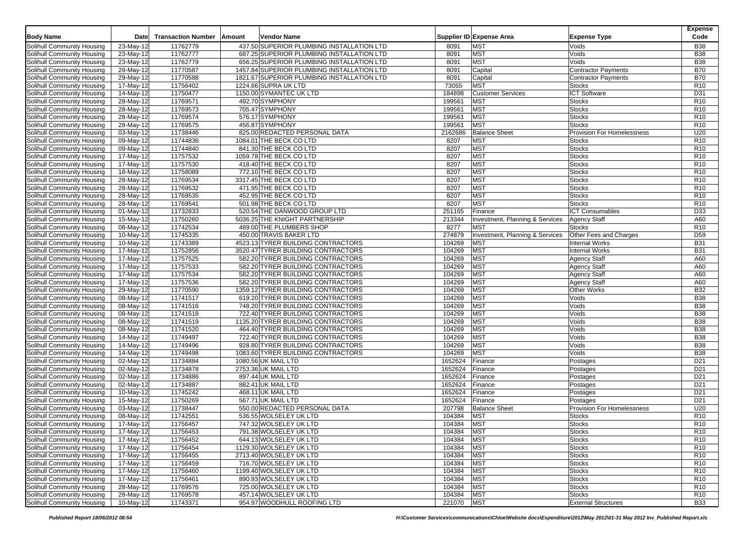| Body Name | Date | Transaction Number | Amount | Vendor Name | Supplier ID | Expense Area | Expense Type | Expense Code |
|---|---|---|---|---|---|---|---|---|
| Solihull Community Housing | 23-May-12 | 11762779 | 437.50 | SUPERIOR PLUMBING INSTALLATION LTD | 8091 | MST | Voids | B38 |
| Solihull Community Housing | 23-May-12 | 11762777 | 687.25 | SUPERIOR PLUMBING INSTALLATION LTD | 8091 | MST | Voids | B38 |
| Solihull Community Housing | 23-May-12 | 11762779 | 656.25 | SUPERIOR PLUMBING INSTALLATION LTD | 8091 | MST | Voids | B38 |
| Solihull Community Housing | 29-May-12 | 11770587 | 1457.84 | SUPERIOR PLUMBING INSTALLATION LTD | 8091 | Capital | Contractor Payments | B70 |
| Solihull Community Housing | 29-May-12 | 11770588 | 1821.67 | SUPERIOR PLUMBING INSTALLATION LTD | 8091 | Capital | Contractor Payments | B70 |
| Solihull Community Housing | 17-May-12 | 11756402 | 1224.66 | SUPRA UK LTD | 73055 | MST | Stocks | R10 |
| Solihull Community Housing | 14-May-12 | 11750477 | 1150.00 | SYMANTEC UK LTD | 184898 | Customer Services | ICT Software | D31 |
| Solihull Community Housing | 28-May-12 | 11769571 | 492.70 | SYMPHONY | 199561 | MST | Stocks | R10 |
| Solihull Community Housing | 28-May-12 | 11769573 | 705.47 | SYMPHONY | 199561 | MST | Stocks | R10 |
| Solihull Community Housing | 28-May-12 | 11769574 | 576.17 | SYMPHONY | 199561 | MST | Stocks | R10 |
| Solihull Community Housing | 28-May-12 | 11769575 | 456.87 | SYMPHONY | 199561 | MST | Stocks | R10 |
| Solihull Community Housing | 03-May-12 | 11738446 | 825.00 | REDACTED PERSONAL DATA | 2162686 | Balance Sheet | Provision For Homelessness | U20 |
| Solihull Community Housing | 09-May-12 | 11744836 | 1084.01 | THE BECK CO LTD | 8207 | MST | Stocks | R10 |
| Solihull Community Housing | 09-May-12 | 11744840 | 841.30 | THE BECK CO LTD | 8207 | MST | Stocks | R10 |
| Solihull Community Housing | 17-May-12 | 11757532 | 1059.78 | THE BECK CO LTD | 8207 | MST | Stocks | R10 |
| Solihull Community Housing | 17-May-12 | 11757530 | 418.40 | THE BECK CO LTD | 8207 | MST | Stocks | R10 |
| Solihull Community Housing | 18-May-12 | 11758089 | 772.10 | THE BECK CO LTD | 8207 | MST | Stocks | R10 |
| Solihull Community Housing | 28-May-12 | 11769534 | 3317.45 | THE BECK CO LTD | 8207 | MST | Stocks | R10 |
| Solihull Community Housing | 28-May-12 | 11769532 | 471.95 | THE BECK CO LTD | 8207 | MST | Stocks | R10 |
| Solihull Community Housing | 28-May-12 | 11769535 | 452.95 | THE BECK CO LTD | 8207 | MST | Stocks | R10 |
| Solihull Community Housing | 28-May-12 | 11769541 | 501.98 | THE BECK CO LTD | 8207 | MST | Stocks | R10 |
| Solihull Community Housing | 01-May-12 | 11732833 | 520.54 | THE DANWOOD GROUP LTD | 251165 | Finance | ICT Consumables | D33 |
| Solihull Community Housing | 15-May-12 | 11750260 | 5036.25 | THE KNIGHT PARTNERSHIP | 213344 | Investment, Planning & Services | Agency Staff | A60 |
| Solihull Community Housing | 08-May-12 | 11742534 | 489.00 | THE PLUMBERS SHOP | 8277 | MST | Stocks | R10 |
| Solihull Community Housing | 10-May-12 | 11745335 | 450.00 | TRAVIS BAKER LTD | 274879 | Investment, Planning & Services | Other Fees and Charges | D59 |
| Solihull Community Housing | 10-May-12 | 11743389 | 4523.13 | TYRER BUILDING CONTRACTORS | 104269 | MST | Internal Works | B31 |
| Solihull Community Housing | 17-May-12 | 11752856 | 3520.47 | TYRER BUILDING CONTRACTORS | 104269 | MST | Internal Works | B31 |
| Solihull Community Housing | 17-May-12 | 11757525 | 582.20 | TYRER BUILDING CONTRACTORS | 104269 | MST | Agency Staff | A60 |
| Solihull Community Housing | 17-May-12 | 11757533 | 582.20 | TYRER BUILDING CONTRACTORS | 104269 | MST | Agency Staff | A60 |
| Solihull Community Housing | 17-May-12 | 11757534 | 582.20 | TYRER BUILDING CONTRACTORS | 104269 | MST | Agency Staff | A60 |
| Solihull Community Housing | 17-May-12 | 11757536 | 582.20 | TYRER BUILDING CONTRACTORS | 104269 | MST | Agency Staff | A60 |
| Solihull Community Housing | 29-May-12 | 11770590 | 1359.12 | TYRER BUILDING CONTRACTORS | 104269 | MST | Other Works | B32 |
| Solihull Community Housing | 08-May-12 | 11741517 | 619.20 | TYRER BUILDING CONTRACTORS | 104269 | MST | Voids | B38 |
| Solihull Community Housing | 08-May-12 | 11741516 | 748.20 | TYRER BUILDING CONTRACTORS | 104269 | MST | Voids | B38 |
| Solihull Community Housing | 08-May-12 | 11741518 | 722.40 | TYRER BUILDING CONTRACTORS | 104269 | MST | Voids | B38 |
| Solihull Community Housing | 08-May-12 | 11741519 | 1135.20 | TYRER BUILDING CONTRACTORS | 104269 | MST | Voids | B38 |
| Solihull Community Housing | 08-May-12 | 11741520 | 464.40 | TYRER BUILDING CONTRACTORS | 104269 | MST | Voids | B38 |
| Solihull Community Housing | 14-May-12 | 11749497 | 722.40 | TYRER BUILDING CONTRACTORS | 104269 | MST | Voids | B38 |
| Solihull Community Housing | 14-May-12 | 11749496 | 928.80 | TYRER BUILDING CONTRACTORS | 104269 | MST | Voids | B38 |
| Solihull Community Housing | 14-May-12 | 11749498 | 1083.60 | TYRER BUILDING CONTRACTORS | 104269 | MST | Voids | B38 |
| Solihull Community Housing | 02-May-12 | 11734884 | 1080.56 | UK MAIL LTD | 1652624 | Finance | Postages | D21 |
| Solihull Community Housing | 02-May-12 | 11734878 | 2753.36 | UK MAIL LTD | 1652624 | Finance | Postages | D21 |
| Solihull Community Housing | 02-May-12 | 11734886 | 897.44 | UK MAIL LTD | 1652624 | Finance | Postages | D21 |
| Solihull Community Housing | 02-May-12 | 11734887 | 882.41 | UK MAIL LTD | 1652624 | Finance | Postages | D21 |
| Solihull Community Housing | 10-May-12 | 11745242 | 468.11 | UK MAIL LTD | 1652624 | Finance | Postages | D21 |
| Solihull Community Housing | 15-May-12 | 11750269 | 567.71 | UK MAIL LTD | 1652624 | Finance | Postages | D21 |
| Solihull Community Housing | 03-May-12 | 11738447 | 550.00 | REDACTED PERSONAL DATA | 207798 | Balance Sheet | Provision For Homelessness | U20 |
| Solihull Community Housing | 08-May-12 | 11742551 | 536.55 | WOLSELEY UK LTD | 104384 | MST | Stocks | R10 |
| Solihull Community Housing | 17-May-12 | 11756457 | 747.32 | WOLSELEY UK LTD | 104384 | MST | Stocks | R10 |
| Solihull Community Housing | 17-May-12 | 11756453 | 791.38 | WOLSELEY UK LTD | 104384 | MST | Stocks | R10 |
| Solihull Community Housing | 17-May-12 | 11756452 | 644.13 | WOLSELEY UK LTD | 104384 | MST | Stocks | R10 |
| Solihull Community Housing | 17-May-12 | 11756454 | 1129.30 | WOLSELEY UK LTD | 104384 | MST | Stocks | R10 |
| Solihull Community Housing | 17-May-12 | 11756455 | 2713.40 | WOLSELEY UK LTD | 104384 | MST | Stocks | R10 |
| Solihull Community Housing | 17-May-12 | 11756459 | 716.70 | WOLSELEY UK LTD | 104384 | MST | Stocks | R10 |
| Solihull Community Housing | 17-May-12 | 11756460 | 1199.40 | WOLSELEY UK LTD | 104384 | MST | Stocks | R10 |
| Solihull Community Housing | 17-May-12 | 11756461 | 890.93 | WOLSELEY UK LTD | 104384 | MST | Stocks | R10 |
| Solihull Community Housing | 28-May-12 | 11769576 | 725.00 | WOLSELEY UK LTD | 104384 | MST | Stocks | R10 |
| Solihull Community Housing | 28-May-12 | 11769578 | 457.14 | WOLSELEY UK LTD | 104384 | MST | Stocks | R10 |
| Solihull Community Housing | 10-May-12 | 11743371 | 954.97 | WOODHULL ROOFING LTD | 221070 | MST | External Structures | B33 |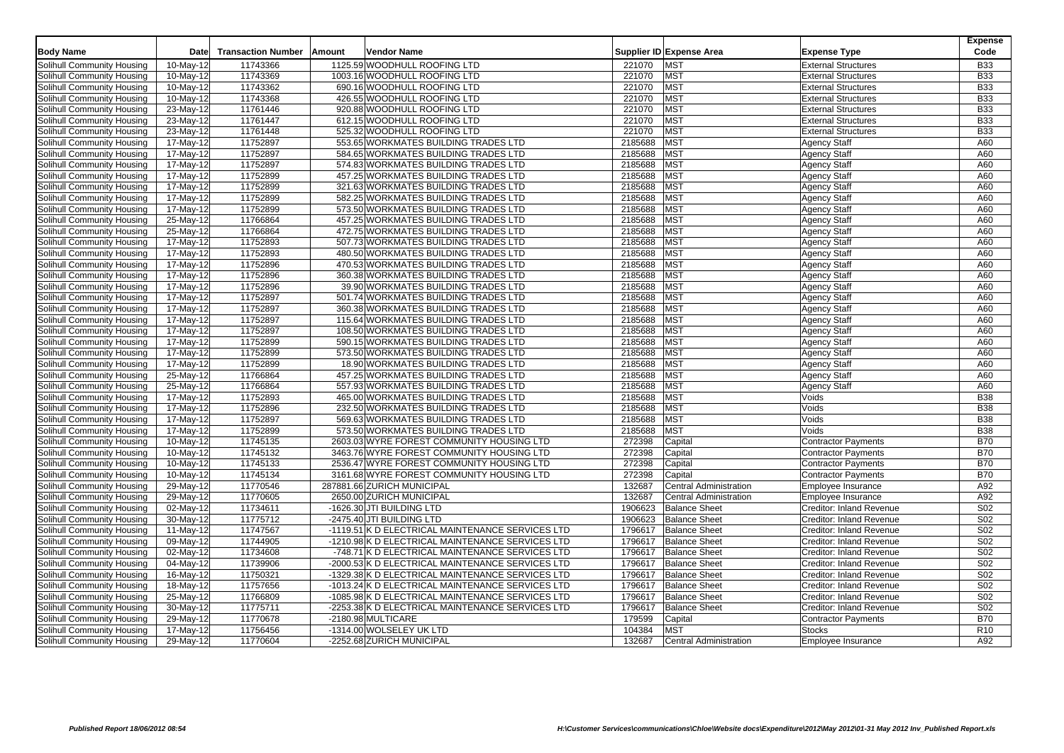| Body Name | Date | Transaction Number | Amount | Vendor Name | Supplier ID | Expense Area | Expense Type | Expense Code |
|---|---|---|---|---|---|---|---|---|
| Solihull Community Housing | 10-May-12 | 11743366 | 1125.59 | WOODHULL ROOFING LTD | 221070 | MST | External Structures | B33 |
| Solihull Community Housing | 10-May-12 | 11743369 | 1003.16 | WOODHULL ROOFING LTD | 221070 | MST | External Structures | B33 |
| Solihull Community Housing | 10-May-12 | 11743362 | 690.16 | WOODHULL ROOFING LTD | 221070 | MST | External Structures | B33 |
| Solihull Community Housing | 10-May-12 | 11743368 | 426.55 | WOODHULL ROOFING LTD | 221070 | MST | External Structures | B33 |
| Solihull Community Housing | 23-May-12 | 11761446 | 920.88 | WOODHULL ROOFING LTD | 221070 | MST | External Structures | B33 |
| Solihull Community Housing | 23-May-12 | 11761447 | 612.15 | WOODHULL ROOFING LTD | 221070 | MST | External Structures | B33 |
| Solihull Community Housing | 23-May-12 | 11761448 | 525.32 | WOODHULL ROOFING LTD | 221070 | MST | External Structures | B33 |
| Solihull Community Housing | 17-May-12 | 11752897 | 553.65 | WORKMATES BUILDING TRADES LTD | 2185688 | MST | Agency Staff | A60 |
| Solihull Community Housing | 17-May-12 | 11752897 | 584.65 | WORKMATES BUILDING TRADES LTD | 2185688 | MST | Agency Staff | A60 |
| Solihull Community Housing | 17-May-12 | 11752897 | 574.83 | WORKMATES BUILDING TRADES LTD | 2185688 | MST | Agency Staff | A60 |
| Solihull Community Housing | 17-May-12 | 11752899 | 457.25 | WORKMATES BUILDING TRADES LTD | 2185688 | MST | Agency Staff | A60 |
| Solihull Community Housing | 17-May-12 | 11752899 | 321.63 | WORKMATES BUILDING TRADES LTD | 2185688 | MST | Agency Staff | A60 |
| Solihull Community Housing | 17-May-12 | 11752899 | 582.25 | WORKMATES BUILDING TRADES LTD | 2185688 | MST | Agency Staff | A60 |
| Solihull Community Housing | 17-May-12 | 11752899 | 573.50 | WORKMATES BUILDING TRADES LTD | 2185688 | MST | Agency Staff | A60 |
| Solihull Community Housing | 25-May-12 | 11766864 | 457.25 | WORKMATES BUILDING TRADES LTD | 2185688 | MST | Agency Staff | A60 |
| Solihull Community Housing | 25-May-12 | 11766864 | 472.75 | WORKMATES BUILDING TRADES LTD | 2185688 | MST | Agency Staff | A60 |
| Solihull Community Housing | 17-May-12 | 11752893 | 507.73 | WORKMATES BUILDING TRADES LTD | 2185688 | MST | Agency Staff | A60 |
| Solihull Community Housing | 17-May-12 | 11752893 | 480.50 | WORKMATES BUILDING TRADES LTD | 2185688 | MST | Agency Staff | A60 |
| Solihull Community Housing | 17-May-12 | 11752896 | 470.53 | WORKMATES BUILDING TRADES LTD | 2185688 | MST | Agency Staff | A60 |
| Solihull Community Housing | 17-May-12 | 11752896 | 360.38 | WORKMATES BUILDING TRADES LTD | 2185688 | MST | Agency Staff | A60 |
| Solihull Community Housing | 17-May-12 | 11752896 | 39.90 | WORKMATES BUILDING TRADES LTD | 2185688 | MST | Agency Staff | A60 |
| Solihull Community Housing | 17-May-12 | 11752897 | 501.74 | WORKMATES BUILDING TRADES LTD | 2185688 | MST | Agency Staff | A60 |
| Solihull Community Housing | 17-May-12 | 11752897 | 360.38 | WORKMATES BUILDING TRADES LTD | 2185688 | MST | Agency Staff | A60 |
| Solihull Community Housing | 17-May-12 | 11752897 | 115.64 | WORKMATES BUILDING TRADES LTD | 2185688 | MST | Agency Staff | A60 |
| Solihull Community Housing | 17-May-12 | 11752897 | 108.50 | WORKMATES BUILDING TRADES LTD | 2185688 | MST | Agency Staff | A60 |
| Solihull Community Housing | 17-May-12 | 11752899 | 590.15 | WORKMATES BUILDING TRADES LTD | 2185688 | MST | Agency Staff | A60 |
| Solihull Community Housing | 17-May-12 | 11752899 | 573.50 | WORKMATES BUILDING TRADES LTD | 2185688 | MST | Agency Staff | A60 |
| Solihull Community Housing | 17-May-12 | 11752899 | 18.90 | WORKMATES BUILDING TRADES LTD | 2185688 | MST | Agency Staff | A60 |
| Solihull Community Housing | 25-May-12 | 11766864 | 457.25 | WORKMATES BUILDING TRADES LTD | 2185688 | MST | Agency Staff | A60 |
| Solihull Community Housing | 25-May-12 | 11766864 | 557.93 | WORKMATES BUILDING TRADES LTD | 2185688 | MST | Agency Staff | A60 |
| Solihull Community Housing | 17-May-12 | 11752893 | 465.00 | WORKMATES BUILDING TRADES LTD | 2185688 | MST | Voids | B38 |
| Solihull Community Housing | 17-May-12 | 11752896 | 232.50 | WORKMATES BUILDING TRADES LTD | 2185688 | MST | Voids | B38 |
| Solihull Community Housing | 17-May-12 | 11752897 | 569.63 | WORKMATES BUILDING TRADES LTD | 2185688 | MST | Voids | B38 |
| Solihull Community Housing | 17-May-12 | 11752899 | 573.50 | WORKMATES BUILDING TRADES LTD | 2185688 | MST | Voids | B38 |
| Solihull Community Housing | 10-May-12 | 11745135 | 2603.03 | WYRE FOREST COMMUNITY HOUSING LTD | 272398 | Capital | Contractor Payments | B70 |
| Solihull Community Housing | 10-May-12 | 11745132 | 3463.76 | WYRE FOREST COMMUNITY HOUSING LTD | 272398 | Capital | Contractor Payments | B70 |
| Solihull Community Housing | 10-May-12 | 11745133 | 2536.47 | WYRE FOREST COMMUNITY HOUSING LTD | 272398 | Capital | Contractor Payments | B70 |
| Solihull Community Housing | 10-May-12 | 11745134 | 3161.68 | WYRE FOREST COMMUNITY HOUSING LTD | 272398 | Capital | Contractor Payments | B70 |
| Solihull Community Housing | 29-May-12 | 11770546 | 287881.66 | ZURICH MUNICIPAL | 132687 | Central Administration | Employee Insurance | A92 |
| Solihull Community Housing | 29-May-12 | 11770605 | 2650.00 | ZURICH MUNICIPAL | 132687 | Central Administration | Employee Insurance | A92 |
| Solihull Community Housing | 02-May-12 | 11734611 | -1626.30 | JTI BUILDING LTD | 1906623 | Balance Sheet | Creditor: Inland Revenue | S02 |
| Solihull Community Housing | 30-May-12 | 11775712 | -2475.40 | JTI BUILDING LTD | 1906623 | Balance Sheet | Creditor: Inland Revenue | S02 |
| Solihull Community Housing | 11-May-12 | 11747567 | -1119.51 | K D ELECTRICAL MAINTENANCE SERVICES LTD | 1796617 | Balance Sheet | Creditor: Inland Revenue | S02 |
| Solihull Community Housing | 09-May-12 | 11744905 | -1210.98 | K D ELECTRICAL MAINTENANCE SERVICES LTD | 1796617 | Balance Sheet | Creditor: Inland Revenue | S02 |
| Solihull Community Housing | 02-May-12 | 11734608 | -748.71 | K D ELECTRICAL MAINTENANCE SERVICES LTD | 1796617 | Balance Sheet | Creditor: Inland Revenue | S02 |
| Solihull Community Housing | 04-May-12 | 11739906 | -2000.53 | K D ELECTRICAL MAINTENANCE SERVICES LTD | 1796617 | Balance Sheet | Creditor: Inland Revenue | S02 |
| Solihull Community Housing | 16-May-12 | 11750321 | -1329.38 | K D ELECTRICAL MAINTENANCE SERVICES LTD | 1796617 | Balance Sheet | Creditor: Inland Revenue | S02 |
| Solihull Community Housing | 18-May-12 | 11757656 | -1013.24 | K D ELECTRICAL MAINTENANCE SERVICES LTD | 1796617 | Balance Sheet | Creditor: Inland Revenue | S02 |
| Solihull Community Housing | 25-May-12 | 11766809 | -1085.98 | K D ELECTRICAL MAINTENANCE SERVICES LTD | 1796617 | Balance Sheet | Creditor: Inland Revenue | S02 |
| Solihull Community Housing | 30-May-12 | 11775711 | -2253.38 | K D ELECTRICAL MAINTENANCE SERVICES LTD | 1796617 | Balance Sheet | Creditor: Inland Revenue | S02 |
| Solihull Community Housing | 29-May-12 | 11770678 | -2180.98 | MULTICARE | 179599 | Capital | Contractor Payments | B70 |
| Solihull Community Housing | 17-May-12 | 11756456 | -1314.00 | WOLSELEY UK LTD | 104384 | MST | Stocks | R10 |
| Solihull Community Housing | 29-May-12 | 11770604 | -2252.68 | ZURICH MUNICIPAL | 132687 | Central Administration | Employee Insurance | A92 |